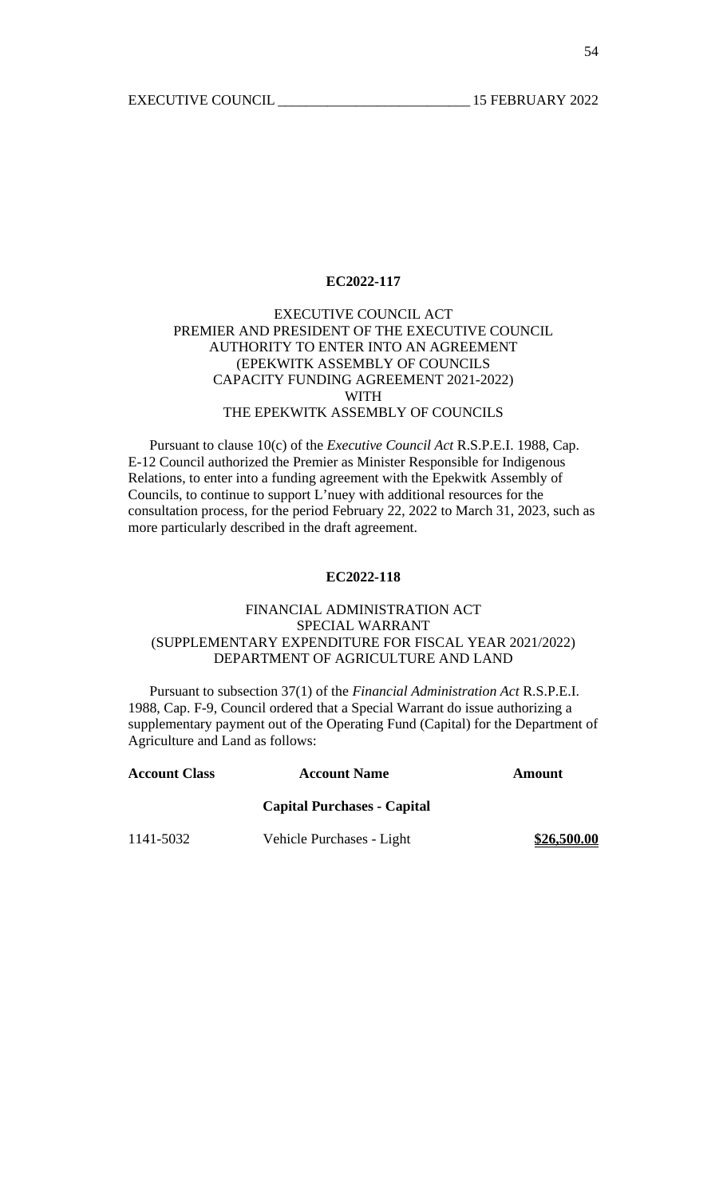**EC2022-117**

EXECUTIVE COUNCIL ACT
PREMIER AND PRESIDENT OF THE EXECUTIVE COUNCIL
AUTHORITY TO ENTER INTO AN AGREEMENT
(EPEKWITK ASSEMBLY OF COUNCILS
CAPACITY FUNDING AGREEMENT 2021-2022)
WITH
THE EPEKWITK ASSEMBLY OF COUNCILS

Pursuant to clause 10(c) of the *Executive Council Act* R.S.P.E.I. 1988, Cap. E-12 Council authorized the Premier as Minister Responsible for Indigenous Relations, to enter into a funding agreement with the Epekwitk Assembly of Councils, to continue to support L'nuey with additional resources for the consultation process, for the period February 22, 2022 to March 31, 2023, such as more particularly described in the draft agreement.

**EC2022-118**

FINANCIAL ADMINISTRATION ACT
SPECIAL WARRANT
(SUPPLEMENTARY EXPENDITURE FOR FISCAL YEAR 2021/2022)
DEPARTMENT OF AGRICULTURE AND LAND

Pursuant to subsection 37(1) of the *Financial Administration Act* R.S.P.E.I. 1988, Cap. F-9, Council ordered that a Special Warrant do issue authorizing a supplementary payment out of the Operating Fund (Capital) for the Department of Agriculture and Land as follows:

| **Account Class** | **Account Name** | **Amount** |
|---|---|---|
| | **Capital Purchases - Capital** | |
| 1141-5032 | Vehicle Purchases - Light | **$26,500.00** |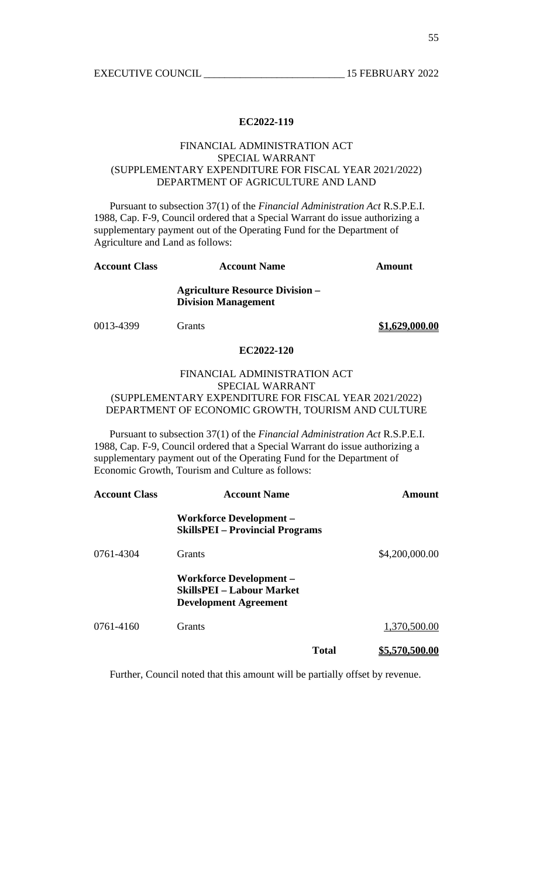## EC2022-119

FINANCIAL ADMINISTRATION ACT
SPECIAL WARRANT
(SUPPLEMENTARY EXPENDITURE FOR FISCAL YEAR 2021/2022)
DEPARTMENT OF AGRICULTURE AND LAND

Pursuant to subsection 37(1) of the *Financial Administration Act* R.S.P.E.I. 1988, Cap. F-9, Council ordered that a Special Warrant do issue authorizing a supplementary payment out of the Operating Fund for the Department of Agriculture and Land as follows:

| Account Class | Account Name | Amount |
|---|---|---|
| | **Agriculture Resource Division – Division Management** | |
| 0013-4399 | Grants | **$1,629,000.00** |

## EC2022-120

FINANCIAL ADMINISTRATION ACT
SPECIAL WARRANT
(SUPPLEMENTARY EXPENDITURE FOR FISCAL YEAR 2021/2022)
DEPARTMENT OF ECONOMIC GROWTH, TOURISM AND CULTURE

Pursuant to subsection 37(1) of the *Financial Administration Act* R.S.P.E.I. 1988, Cap. F-9, Council ordered that a Special Warrant do issue authorizing a supplementary payment out of the Operating Fund for the Department of Economic Growth, Tourism and Culture as follows:

| Account Class | Account Name | Amount |
|---|---|---|
| | **Workforce Development – SkillsPEI – Provincial Programs** | |
| 0761-4304 | Grants | $4,200,000.00 |
| | **Workforce Development – SkillsPEI – Labour Market Development Agreement** | |
| 0761-4160 | Grants | 1,370,500.00 |
| | **Total** | **$5,570,500.00** |

Further, Council noted that this amount will be partially offset by revenue.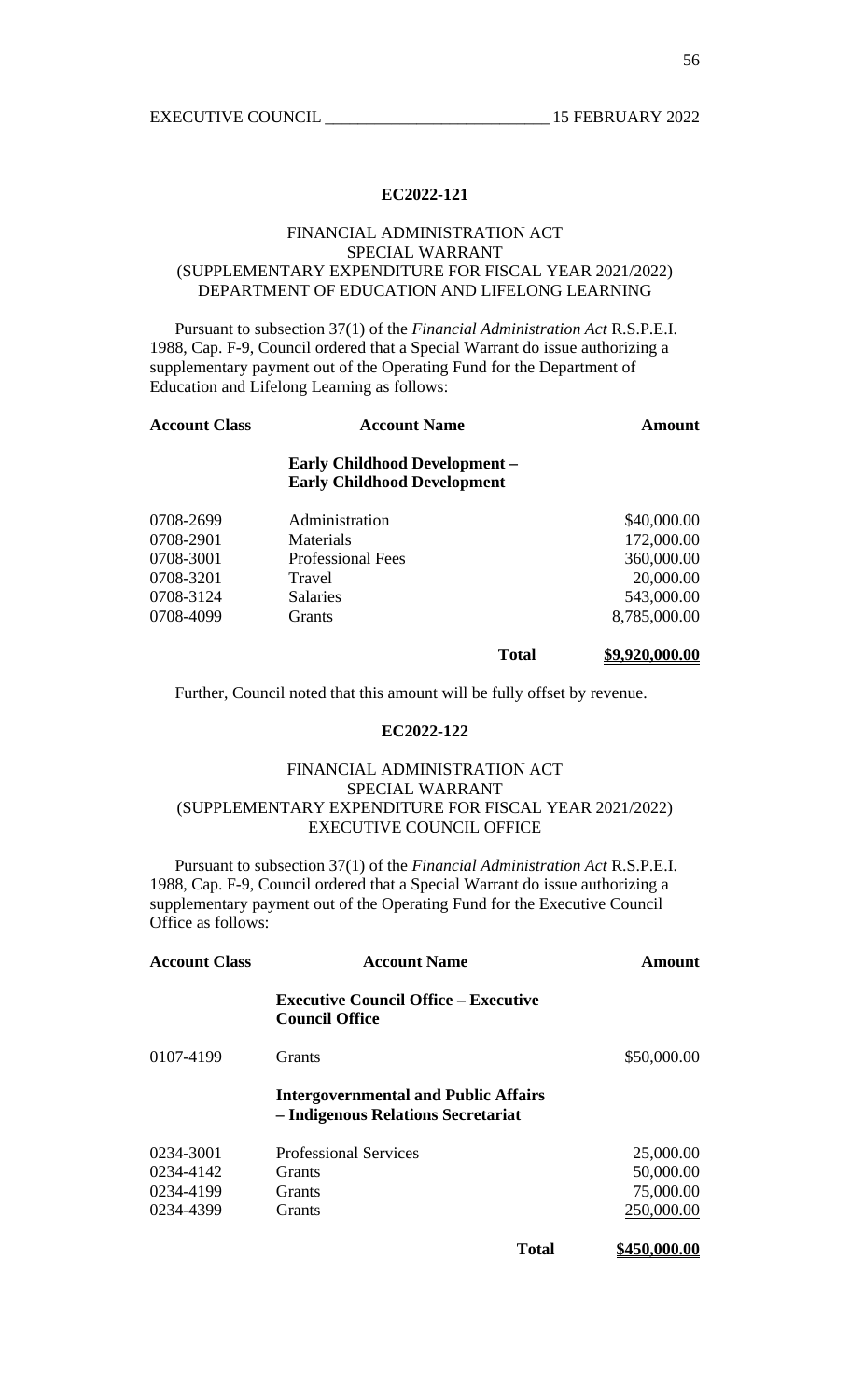## EC2022-121

FINANCIAL ADMINISTRATION ACT
SPECIAL WARRANT
(SUPPLEMENTARY EXPENDITURE FOR FISCAL YEAR 2021/2022)
DEPARTMENT OF EDUCATION AND LIFELONG LEARNING

Pursuant to subsection 37(1) of the *Financial Administration Act* R.S.P.E.I. 1988, Cap. F-9, Council ordered that a Special Warrant do issue authorizing a supplementary payment out of the Operating Fund for the Department of Education and Lifelong Learning as follows:

| Account Class | Account Name | Amount |
|---|---|---|
| | **Early Childhood Development – Early Childhood Development** | |
| 0708-2699 | Administration | $40,000.00 |
| 0708-2901 | Materials | 172,000.00 |
| 0708-3001 | Professional Fees | 360,000.00 |
| 0708-3201 | Travel | 20,000.00 |
| 0708-3124 | Salaries | 543,000.00 |
| 0708-4099 | Grants | 8,785,000.00 |
| | **Total** | **$9,920,000.00** |

Further, Council noted that this amount will be fully offset by revenue.

## EC2022-122

FINANCIAL ADMINISTRATION ACT
SPECIAL WARRANT
(SUPPLEMENTARY EXPENDITURE FOR FISCAL YEAR 2021/2022)
EXECUTIVE COUNCIL OFFICE

Pursuant to subsection 37(1) of the *Financial Administration Act* R.S.P.E.I. 1988, Cap. F-9, Council ordered that a Special Warrant do issue authorizing a supplementary payment out of the Operating Fund for the Executive Council Office as follows:

| Account Class | Account Name | Amount |
|---|---|---|
| | **Executive Council Office – Executive Council Office** | |
| 0107-4199 | Grants | $50,000.00 |
| | **Intergovernmental and Public Affairs – Indigenous Relations Secretariat** | |
| 0234-3001 | Professional Services | 25,000.00 |
| 0234-4142 | Grants | 50,000.00 |
| 0234-4199 | Grants | 75,000.00 |
| 0234-4399 | Grants | 250,000.00 |
| | **Total** | **$450,000.00** |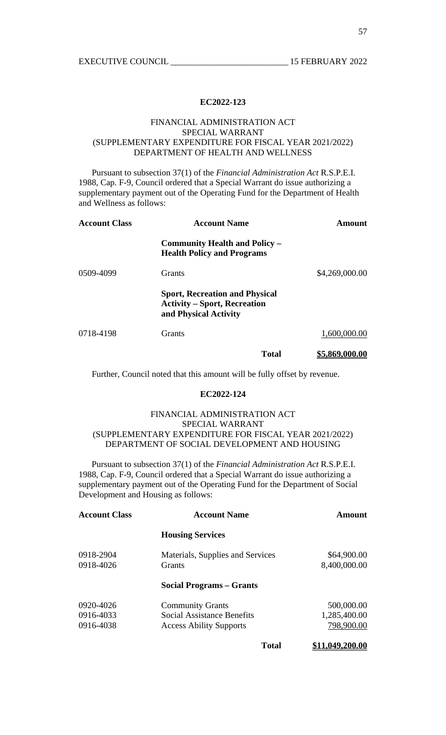### EC2022-123

FINANCIAL ADMINISTRATION ACT
SPECIAL WARRANT
(SUPPLEMENTARY EXPENDITURE FOR FISCAL YEAR 2021/2022)
DEPARTMENT OF HEALTH AND WELLNESS

Pursuant to subsection 37(1) of the *Financial Administration Act* R.S.P.E.I. 1988, Cap. F-9, Council ordered that a Special Warrant do issue authorizing a supplementary payment out of the Operating Fund for the Department of Health and Wellness as follows:

| Account Class | Account Name | Amount |
|---|---|---|
| | **Community Health and Policy – Health Policy and Programs** | |
| 0509-4099 | Grants | $4,269,000.00 |
| | **Sport, Recreation and Physical Activity – Sport, Recreation and Physical Activity** | |
| 0718-4198 | Grants | 1,600,000.00 |
| | **Total** | **$5,869,000.00** |

Further, Council noted that this amount will be fully offset by revenue.

### EC2022-124

FINANCIAL ADMINISTRATION ACT
SPECIAL WARRANT
(SUPPLEMENTARY EXPENDITURE FOR FISCAL YEAR 2021/2022)
DEPARTMENT OF SOCIAL DEVELOPMENT AND HOUSING

Pursuant to subsection 37(1) of the *Financial Administration Act* R.S.P.E.I. 1988, Cap. F-9, Council ordered that a Special Warrant do issue authorizing a supplementary payment out of the Operating Fund for the Department of Social Development and Housing as follows:

| Account Class | Account Name | Amount |
|---|---|---|
| | **Housing Services** | |
| 0918-2904 | Materials, Supplies and Services | $64,900.00 |
| 0918-4026 | Grants | 8,400,000.00 |
| | **Social Programs – Grants** | |
| 0920-4026 | Community Grants | 500,000.00 |
| 0916-4033 | Social Assistance Benefits | 1,285,400.00 |
| 0916-4038 | Access Ability Supports | 798,900.00 |
| | **Total** | **$11,049,200.00** |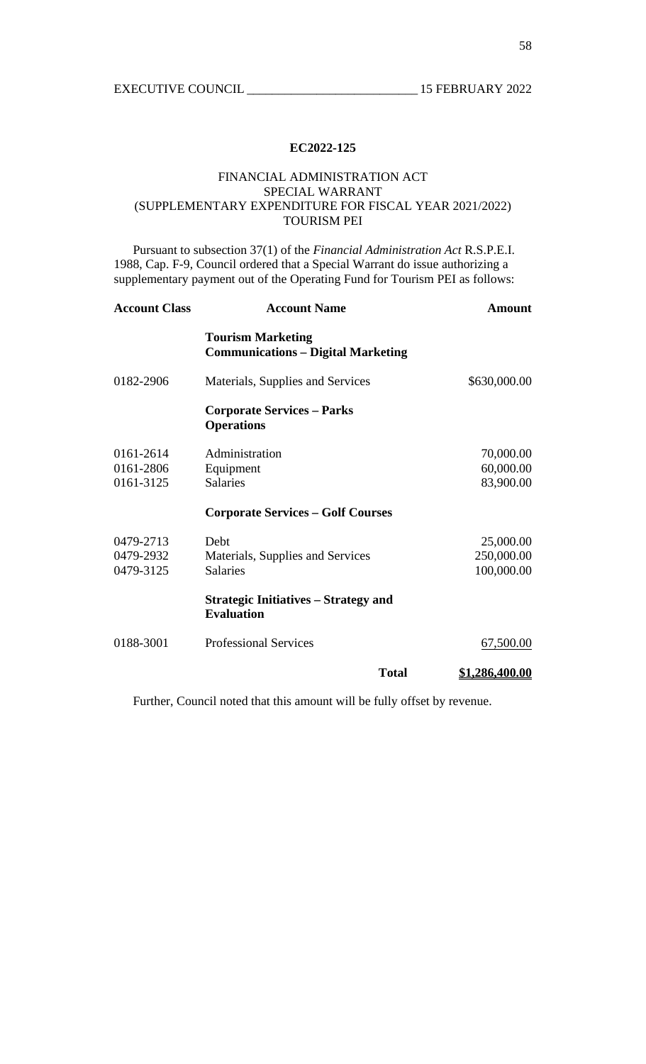**EC2022-125**

FINANCIAL ADMINISTRATION ACT
SPECIAL WARRANT
(SUPPLEMENTARY EXPENDITURE FOR FISCAL YEAR 2021/2022)
TOURISM PEI

Pursuant to subsection 37(1) of the *Financial Administration Act* R.S.P.E.I. 1988, Cap. F-9, Council ordered that a Special Warrant do issue authorizing a supplementary payment out of the Operating Fund for Tourism PEI as follows:

| **Account Class** | **Account Name** | **Amount** |
|---|---|---|
| | **Tourism Marketing Communications – Digital Marketing** | |
| 0182-2906 | Materials, Supplies and Services | $630,000.00 |
| | **Corporate Services – Parks Operations** | |
| 0161-2614 | Administration | 70,000.00 |
| 0161-2806 | Equipment | 60,000.00 |
| 0161-3125 | Salaries | 83,900.00 |
| | **Corporate Services – Golf Courses** | |
| 0479-2713 | Debt | 25,000.00 |
| 0479-2932 | Materials, Supplies and Services | 250,000.00 |
| 0479-3125 | Salaries | 100,000.00 |
| | **Strategic Initiatives – Strategy and Evaluation** | |
| 0188-3001 | Professional Services | 67,500.00 |
| | **Total** | **$1,286,400.00** |

Further, Council noted that this amount will be fully offset by revenue.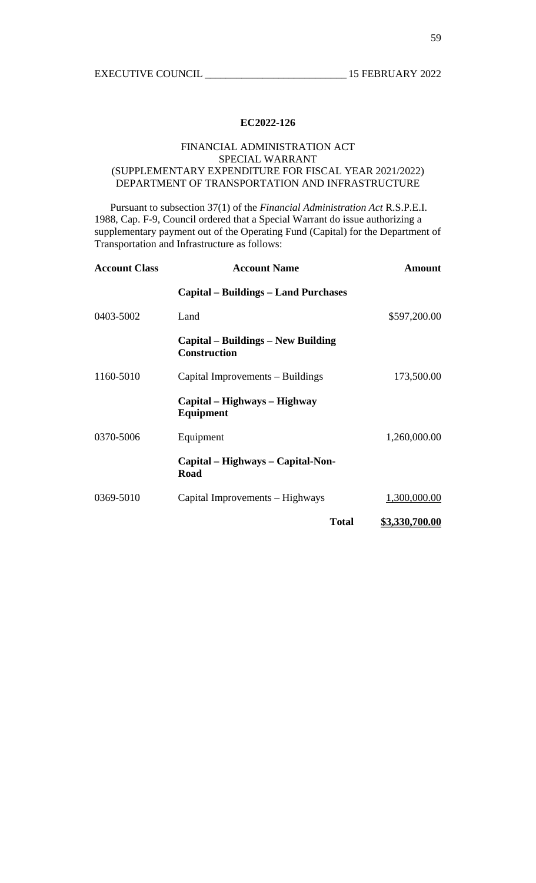## EC2022-126

### FINANCIAL ADMINISTRATION ACT SPECIAL WARRANT (SUPPLEMENTARY EXPENDITURE FOR FISCAL YEAR 2021/2022) DEPARTMENT OF TRANSPORTATION AND INFRASTRUCTURE

Pursuant to subsection 37(1) of the *Financial Administration Act* R.S.P.E.I. 1988, Cap. F-9, Council ordered that a Special Warrant do issue authorizing a supplementary payment out of the Operating Fund (Capital) for the Department of Transportation and Infrastructure as follows:

| Account Class | Account Name | Amount |
|---|---|---|
| | **Capital – Buildings – Land Purchases** | |
| 0403-5002 | Land | $597,200.00 |
| | **Capital – Buildings – New Building Construction** | |
| 1160-5010 | Capital Improvements – Buildings | 173,500.00 |
| | **Capital – Highways – Highway Equipment** | |
| 0370-5006 | Equipment | 1,260,000.00 |
| | **Capital – Highways – Capital-Non-Road** | |
| 0369-5010 | Capital Improvements – Highways | 1,300,000.00 |
| | **Total** | **$3,330,700.00** |